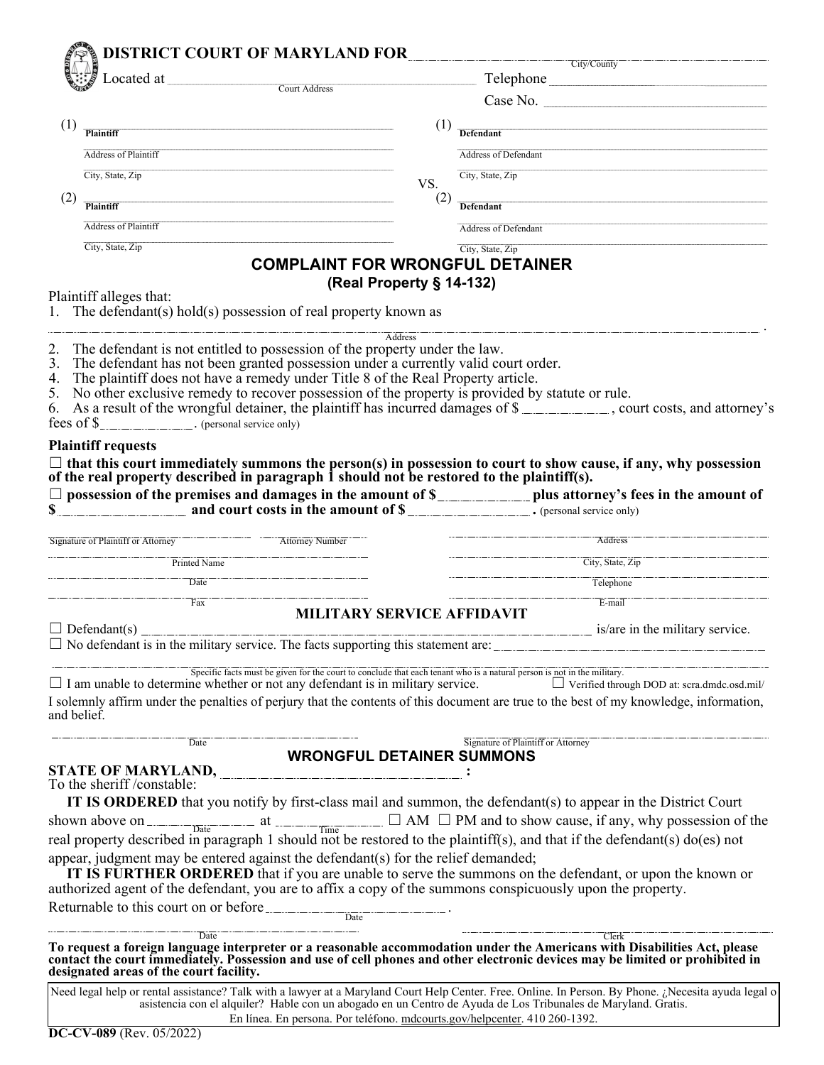# DISTRICT COURT OF MARYLAND FOR ______________________
City/County

Located at ______________________ Telephone ______________________
Court Address

Case No. ______________________

| | | |
|---|---|---|
| (1) ______________________ Plaintiff | | (1) ______________________ Defendant |
| ______________________ Address of Plaintiff | | ______________________ Address of Defendant |
| ______________________ City, State, Zip | VS. | ______________________ City, State, Zip |
| (2) ______________________ Plaintiff | | (2) ______________________ Defendant |
| ______________________ Address of Plaintiff | | ______________________ Address of Defendant |
| ______________________ City, State, Zip | | ______________________ City, State, Zip |

## COMPLAINT FOR WRONGFUL DETAINER
### (Real Property § 14-132)

Plaintiff alleges that:

1. The defendant(s) hold(s) possession of real property known as
______________________________________________ .
Address
2. The defendant is not entitled to possession of the property under the law.
3. The defendant has not been granted possession under a currently valid court order.
4. The plaintiff does not have a remedy under Title 8 of the Real Property article.
5. No other exclusive remedy to recover possession of the property is provided by statute or rule.
6. As a result of the wrongful detainer, the plaintiff has incurred damages of $ __________ , court costs, and attorney's fees of $__________ . (personal service only)

**Plaintiff requests**

☐ **that this court immediately summons the person(s) in possession to court to show cause, if any, why possession of the real property described in paragraph 1 should not be restored to the plaintiff(s).**

☐ **possession of the premises and damages in the amount of $__________ plus attorney's fees in the amount of $ __________ and court costs in the amount of $ __________ .** (personal service only)

| | |
|---|---|
| ______________________ Signature of Plaintiff or Attorney &nbsp;&nbsp; Attorney Number | ______________________ Address |
| ______________________ Printed Name | ______________________ City, State, Zip |
| ______________________ Date | ______________________ Telephone |
| ______________________ Fax | ______________________ E-mail |

## MILITARY SERVICE AFFIDAVIT

☐ Defendant(s) ______________________ is/are in the military service.

☐ No defendant is in the military service. The facts supporting this statement are: ______________________

______________________________________________
Specific facts must be given for the court to conclude that each tenant who is a natural person is not in the military.

☐ I am unable to determine whether or not any defendant is in military service. ☐ Verified through DOD at: scra.dmdc.osd.mil/

I solemnly affirm under the penalties of perjury that the contents of this document are true to the best of my knowledge, information, and belief.

______________________ Date &nbsp;&nbsp;&nbsp;&nbsp; ______________________ Signature of Plaintiff or Attorney

## WRONGFUL DETAINER SUMMONS

**STATE OF MARYLAND, ______________________ :**

To the sheriff /constable:

**IT IS ORDERED** that you notify by first-class mail and summon, the defendant(s) to appear in the District Court shown above on __________ (Date) at __________ (Time) ☐ AM ☐ PM and to show cause, if any, why possession of the real property described in paragraph 1 should not be restored to the plaintiff(s), and that if the defendant(s) do(es) not appear, judgment may be entered against the defendant(s) for the relief demanded;

**IT IS FURTHER ORDERED** that if you are unable to serve the summons on the defendant, or upon the known or authorized agent of the defendant, you are to affix a copy of the summons conspicuously upon the property.

Returnable to this court on or before __________ .
Date

______________________ Date &nbsp;&nbsp;&nbsp;&nbsp; ______________________ Clerk

**To request a foreign language interpreter or a reasonable accommodation under the Americans with Disabilities Act, please contact the court immediately. Possession and use of cell phones and other electronic devices may be limited or prohibited in designated areas of the court facility.**

Need legal help or rental assistance? Talk with a lawyer at a Maryland Court Help Center. Free. Online. In Person. By Phone. ¿Necesita ayuda legal o asistencia con el alquiler? Hable con un abogado en un Centro de Ayuda de Los Tribunales de Maryland. Gratis. En línea. En persona. Por teléfono. mdcourts.gov/helpcenter. 410 260-1392.

**DC-CV-089** (Rev. 05/2022)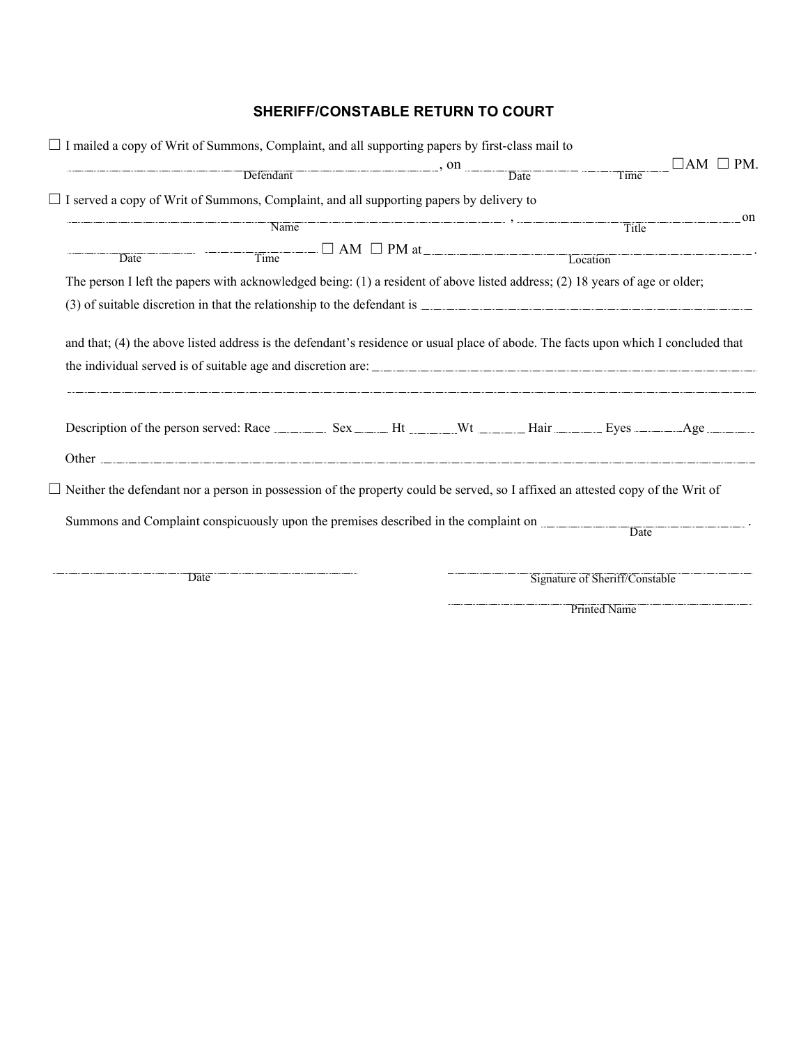## SHERIFF/CONSTABLE RETURN TO COURT

☐ I mailed a copy of Writ of Summons, Complaint, and all supporting papers by first-class mail to

______________________________ , on ______________ ______________ ☐AM ☐ PM.
Defendant Date Time

☐ I served a copy of Writ of Summons, Complaint, and all supporting papers by delivery to

______________________________ , ______________________________ on
Name Title

______________ ______________ ☐ AM ☐ PM at ______________________________ .
Date Time Location

The person I left the papers with acknowledged being: (1) a resident of above listed address; (2) 18 years of age or older; (3) of suitable discretion in that the relationship to the defendant is ______________________________

and that; (4) the above listed address is the defendant's residence or usual place of abode. The facts upon which I concluded that the individual served is of suitable age and discretion are: ______________________________

______________________________

Description of the person served: Race ______ Sex ______ Ht ______ Wt ______ Hair ______ Eyes ______ Age ______

Other ______________________________

☐ Neither the defendant nor a person in possession of the property could be served, so I affixed an attested copy of the Writ of Summons and Complaint conspicuously upon the premises described in the complaint on ______________ .
Date

______________________________
Date

______________________________
Signature of Sheriff/Constable

______________________________
Printed Name